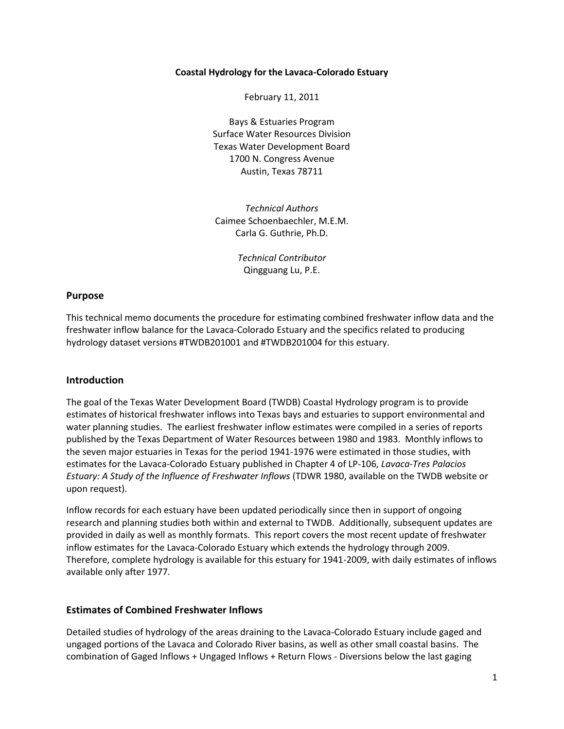**Coastal Hydrology for the Lavaca-Colorado Estuary**

February 11, 2011

Bays & Estuaries Program
Surface Water Resources Division
Texas Water Development Board
1700 N. Congress Avenue
Austin, Texas 78711

*Technical Authors*
Caimee Schoenbaechler, M.E.M.
Carla G. Guthrie, Ph.D.

*Technical Contributor*
Qingguang Lu, P.E.

## Purpose

This technical memo documents the procedure for estimating combined freshwater inflow data and the freshwater inflow balance for the Lavaca-Colorado Estuary and the specifics related to producing hydrology dataset versions #TWDB201001 and #TWDB201004 for this estuary.

## Introduction

The goal of the Texas Water Development Board (TWDB) Coastal Hydrology program is to provide estimates of historical freshwater inflows into Texas bays and estuaries to support environmental and water planning studies. The earliest freshwater inflow estimates were compiled in a series of reports published by the Texas Department of Water Resources between 1980 and 1983. Monthly inflows to the seven major estuaries in Texas for the period 1941-1976 were estimated in those studies, with estimates for the Lavaca-Colorado Estuary published in Chapter 4 of LP-106, *Lavaca-Tres Palacios Estuary: A Study of the Influence of Freshwater Inflows* (TDWR 1980, available on the TWDB website or upon request).

Inflow records for each estuary have been updated periodically since then in support of ongoing research and planning studies both within and external to TWDB. Additionally, subsequent updates are provided in daily as well as monthly formats. This report covers the most recent update of freshwater inflow estimates for the Lavaca-Colorado Estuary which extends the hydrology through 2009. Therefore, complete hydrology is available for this estuary for 1941-2009, with daily estimates of inflows available only after 1977.

## Estimates of Combined Freshwater Inflows

Detailed studies of hydrology of the areas draining to the Lavaca-Colorado Estuary include gaged and ungaged portions of the Lavaca and Colorado River basins, as well as other small coastal basins. The combination of Gaged Inflows + Ungaged Inflows + Return Flows - Diversions below the last gaging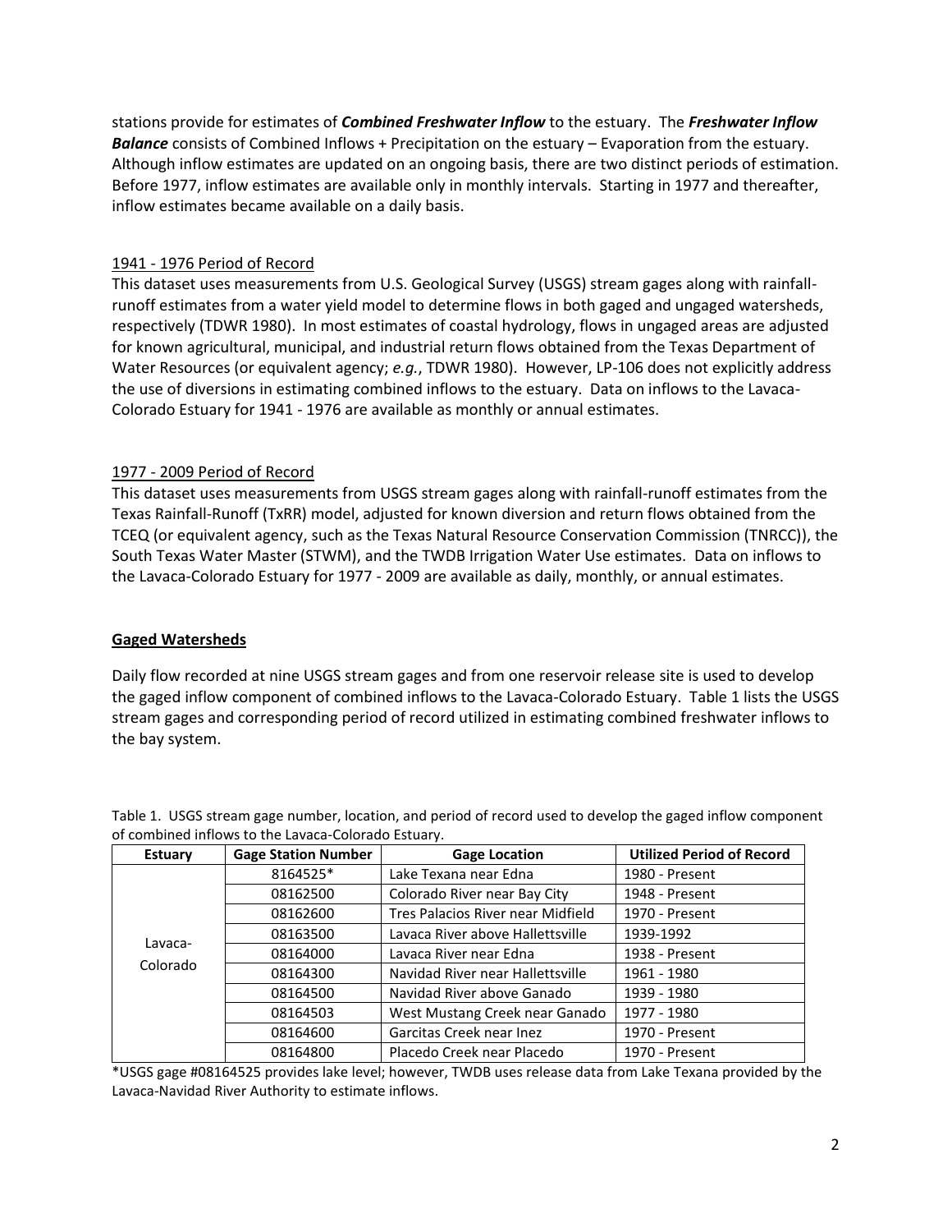stations provide for estimates of ***Combined Freshwater Inflow*** to the estuary. The ***Freshwater Inflow Balance*** consists of Combined Inflows + Precipitation on the estuary – Evaporation from the estuary. Although inflow estimates are updated on an ongoing basis, there are two distinct periods of estimation. Before 1977, inflow estimates are available only in monthly intervals. Starting in 1977 and thereafter, inflow estimates became available on a daily basis.

1941 - 1976 Period of Record

This dataset uses measurements from U.S. Geological Survey (USGS) stream gages along with rainfall-runoff estimates from a water yield model to determine flows in both gaged and ungaged watersheds, respectively (TDWR 1980). In most estimates of coastal hydrology, flows in ungaged areas are adjusted for known agricultural, municipal, and industrial return flows obtained from the Texas Department of Water Resources (or equivalent agency; *e.g.*, TDWR 1980). However, LP-106 does not explicitly address the use of diversions in estimating combined inflows to the estuary. Data on inflows to the Lavaca-Colorado Estuary for 1941 - 1976 are available as monthly or annual estimates.

1977 - 2009 Period of Record

This dataset uses measurements from USGS stream gages along with rainfall-runoff estimates from the Texas Rainfall-Runoff (TxRR) model, adjusted for known diversion and return flows obtained from the TCEQ (or equivalent agency, such as the Texas Natural Resource Conservation Commission (TNRCC)), the South Texas Water Master (STWM), and the TWDB Irrigation Water Use estimates. Data on inflows to the Lavaca-Colorado Estuary for 1977 - 2009 are available as daily, monthly, or annual estimates.

## Gaged Watersheds

Daily flow recorded at nine USGS stream gages and from one reservoir release site is used to develop the gaged inflow component of combined inflows to the Lavaca-Colorado Estuary. Table 1 lists the USGS stream gages and corresponding period of record utilized in estimating combined freshwater inflows to the bay system.

Table 1. USGS stream gage number, location, and period of record used to develop the gaged inflow component of combined inflows to the Lavaca-Colorado Estuary.

| Estuary | Gage Station Number | Gage Location | Utilized Period of Record |
|---|---|---|---|
| Lavaca-Colorado | 8164525* | Lake Texana near Edna | 1980 - Present |
| | 08162500 | Colorado River near Bay City | 1948 - Present |
| | 08162600 | Tres Palacios River near Midfield | 1970 - Present |
| | 08163500 | Lavaca River above Hallettsville | 1939-1992 |
| | 08164000 | Lavaca River near Edna | 1938 - Present |
| | 08164300 | Navidad River near Hallettsville | 1961 - 1980 |
| | 08164500 | Navidad River above Ganado | 1939 - 1980 |
| | 08164503 | West Mustang Creek near Ganado | 1977 - 1980 |
| | 08164600 | Garcitas Creek near Inez | 1970 - Present |
| | 08164800 | Placedo Creek near Placedo | 1970 - Present |

*USGS gage #08164525 provides lake level; however, TWDB uses release data from Lake Texana provided by the Lavaca-Navidad River Authority to estimate inflows.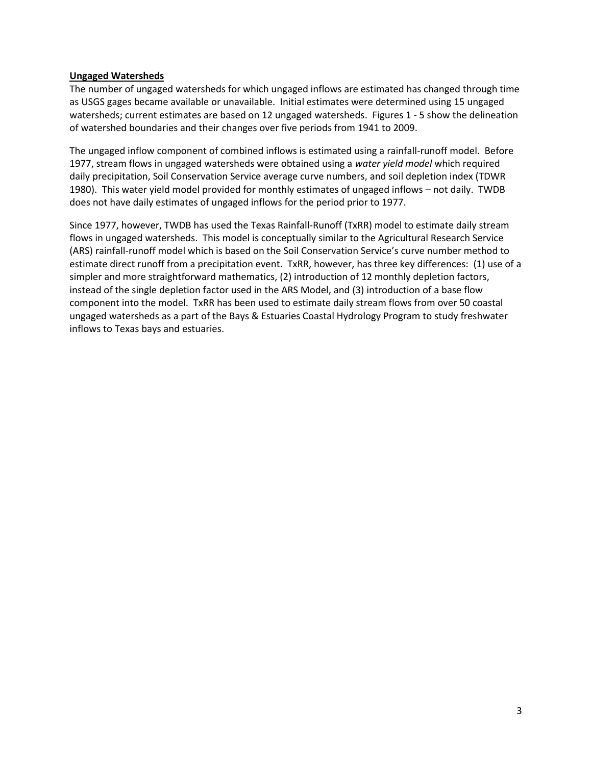**Ungaged Watersheds**

The number of ungaged watersheds for which ungaged inflows are estimated has changed through time as USGS gages became available or unavailable. Initial estimates were determined using 15 ungaged watersheds; current estimates are based on 12 ungaged watersheds. Figures 1 - 5 show the delineation of watershed boundaries and their changes over five periods from 1941 to 2009.

The ungaged inflow component of combined inflows is estimated using a rainfall-runoff model. Before 1977, stream flows in ungaged watersheds were obtained using a *water yield model* which required daily precipitation, Soil Conservation Service average curve numbers, and soil depletion index (TDWR 1980). This water yield model provided for monthly estimates of ungaged inflows – not daily. TWDB does not have daily estimates of ungaged inflows for the period prior to 1977.

Since 1977, however, TWDB has used the Texas Rainfall-Runoff (TxRR) model to estimate daily stream flows in ungaged watersheds. This model is conceptually similar to the Agricultural Research Service (ARS) rainfall-runoff model which is based on the Soil Conservation Service's curve number method to estimate direct runoff from a precipitation event. TxRR, however, has three key differences: (1) use of a simpler and more straightforward mathematics, (2) introduction of 12 monthly depletion factors, instead of the single depletion factor used in the ARS Model, and (3) introduction of a base flow component into the model. TxRR has been used to estimate daily stream flows from over 50 coastal ungaged watersheds as a part of the Bays & Estuaries Coastal Hydrology Program to study freshwater inflows to Texas bays and estuaries.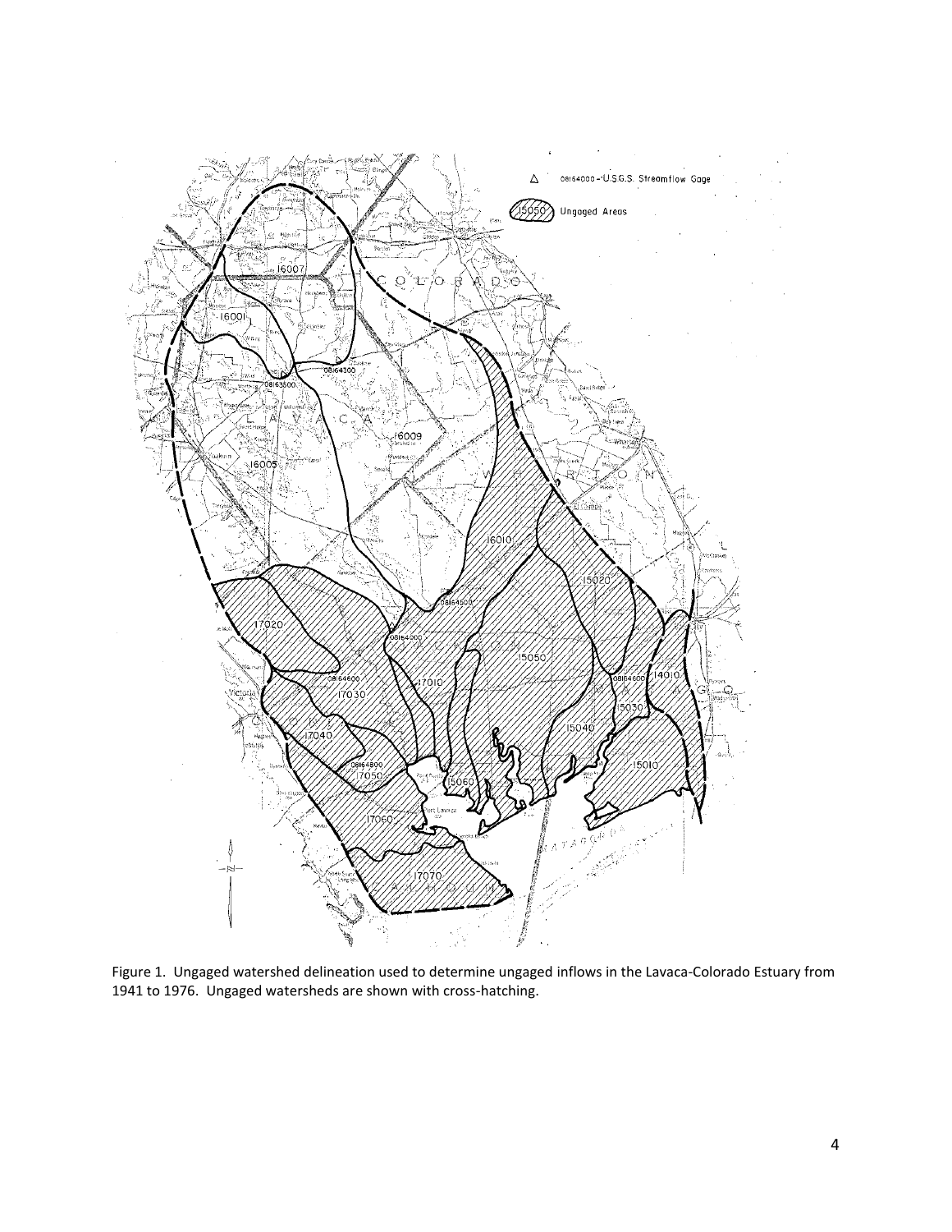Figure 1. Ungaged watershed delineation used to determine ungaged inflows in the Lavaca-Colorado Estuary from 1941 to 1976. Ungaged watersheds are shown with cross-hatching.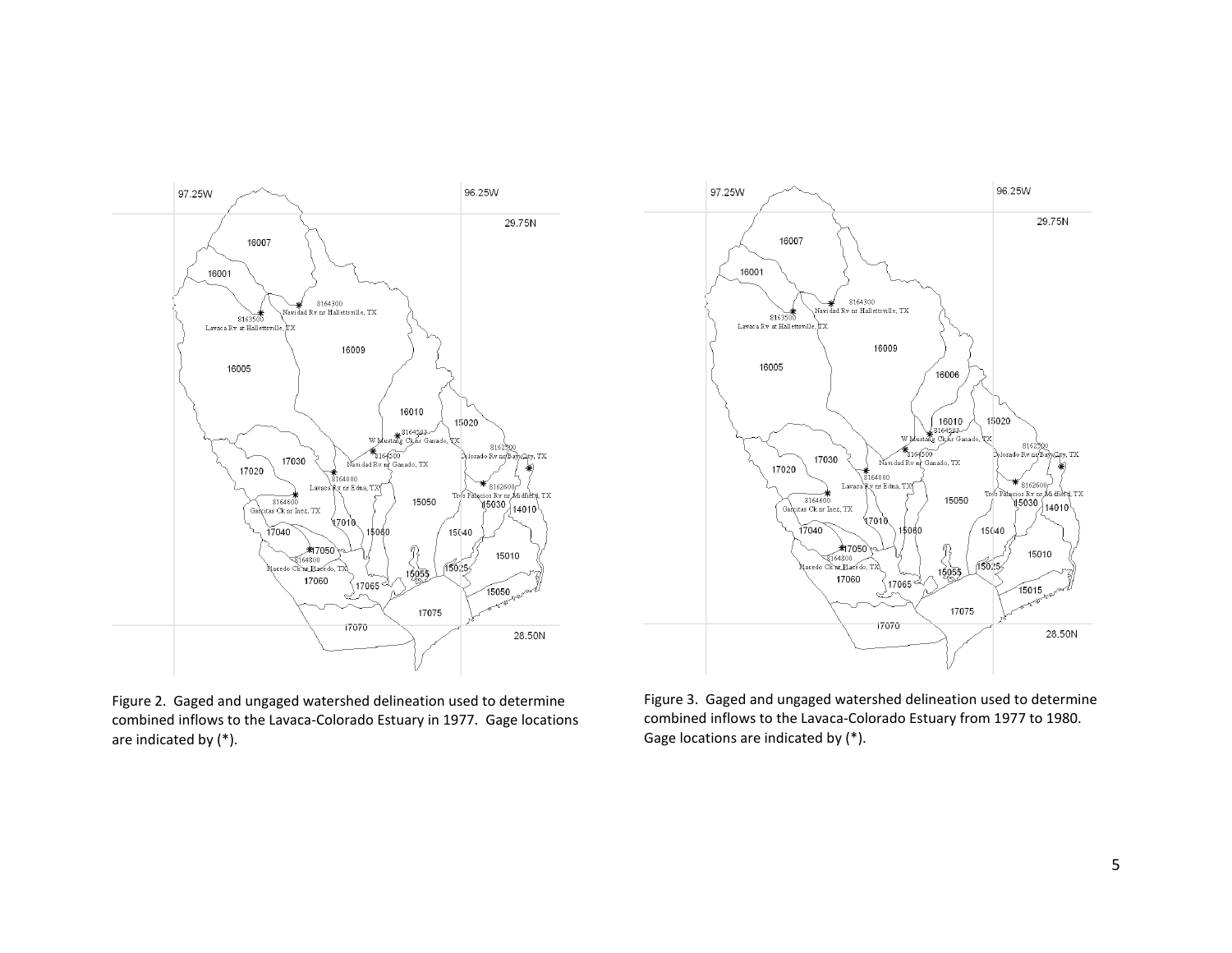Figure 2. Gaged and ungaged watershed delineation used to determine combined inflows to the Lavaca-Colorado Estuary in 1977. Gage locations are indicated by (*).

Figure 3. Gaged and ungaged watershed delineation used to determine combined inflows to the Lavaca-Colorado Estuary from 1977 to 1980. Gage locations are indicated by (*).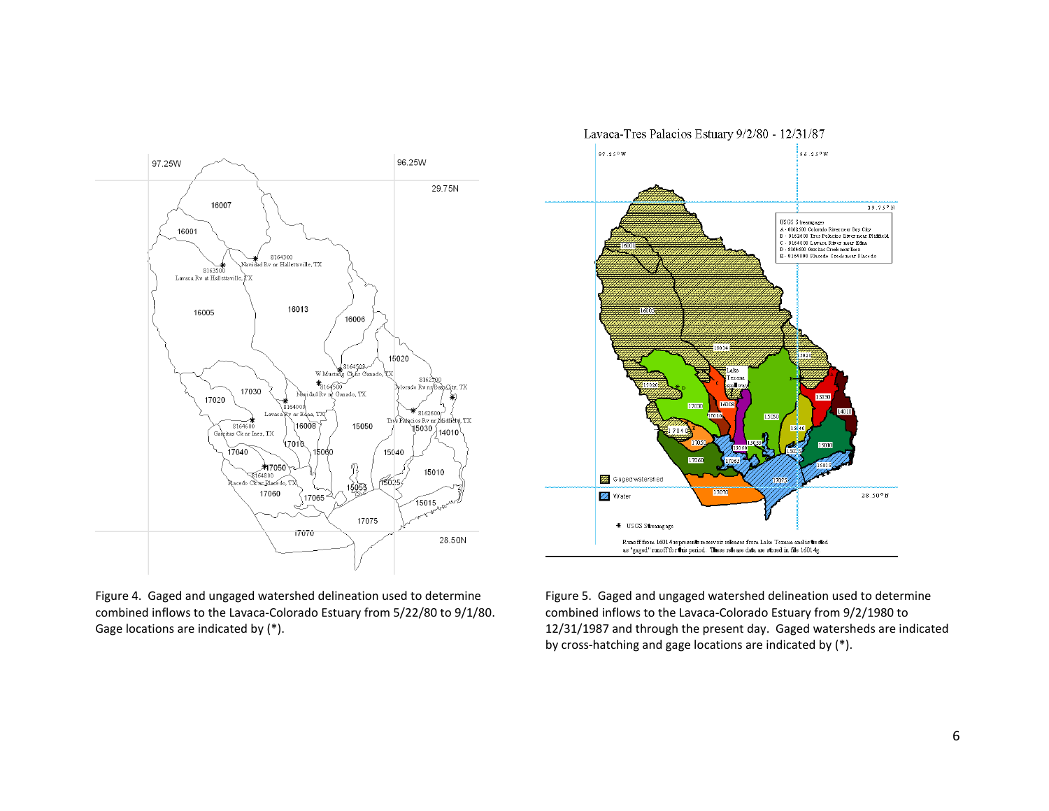Figure 4. Gaged and ungaged watershed delineation used to determine combined inflows to the Lavaca-Colorado Estuary from 5/22/80 to 9/1/80. Gage locations are indicated by (*).

Figure 5. Gaged and ungaged watershed delineation used to determine combined inflows to the Lavaca-Colorado Estuary from 9/2/1980 to 12/31/1987 and through the present day. Gaged watersheds are indicated by cross-hatching and gage locations are indicated by (*).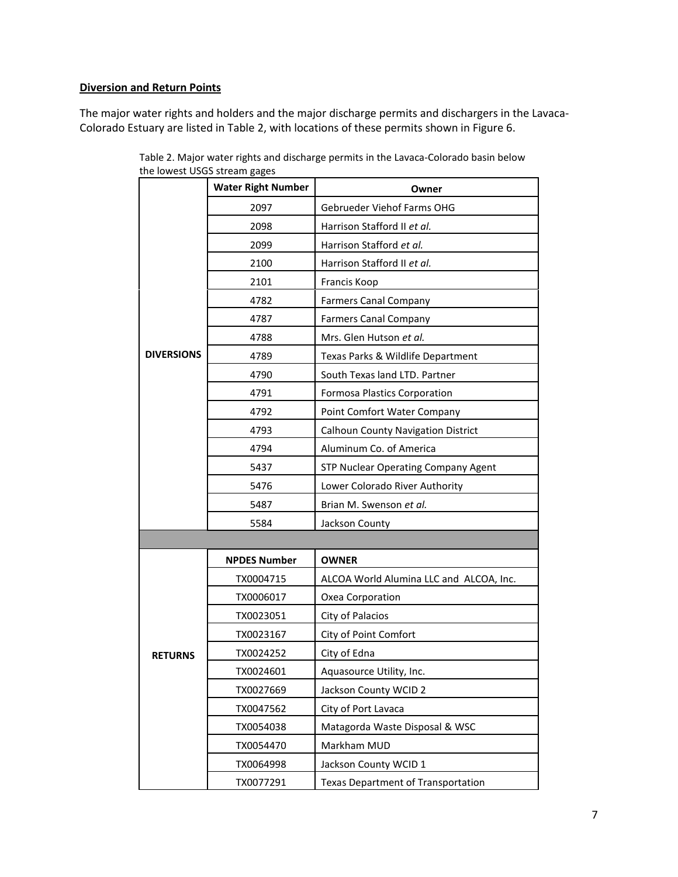**Diversion and Return Points**

The major water rights and holders and the major discharge permits and dischargers in the Lavaca-Colorado Estuary are listed in Table 2, with locations of these permits shown in Figure 6.

Table 2. Major water rights and discharge permits in the Lavaca-Colorado basin below the lowest USGS stream gages

| | Water Right Number | Owner |
|---|---|---|
| DIVERSIONS | 2097 | Gebrueder Viehof Farms OHG |
| | 2098 | Harrison Stafford II *et al.* |
| | 2099 | Harrison Stafford *et al.* |
| | 2100 | Harrison Stafford II *et al.* |
| | 2101 | Francis Koop |
| | 4782 | Farmers Canal Company |
| | 4787 | Farmers Canal Company |
| | 4788 | Mrs. Glen Hutson *et al.* |
| | 4789 | Texas Parks & Wildlife Department |
| | 4790 | South Texas land LTD. Partner |
| | 4791 | Formosa Plastics Corporation |
| | 4792 | Point Comfort Water Company |
| | 4793 | Calhoun County Navigation District |
| | 4794 | Aluminum Co. of America |
| | 5437 | STP Nuclear Operating Company Agent |
| | 5476 | Lower Colorado River Authority |
| | 5487 | Brian M. Swenson *et al.* |
| | 5584 | Jackson County |
| | | |
| | **NPDES Number** | **OWNER** |
| RETURNS | TX0004715 | ALCOA World Alumina LLC and ALCOA, Inc. |
| | TX0006017 | Oxea Corporation |
| | TX0023051 | City of Palacios |
| | TX0023167 | City of Point Comfort |
| | TX0024252 | City of Edna |
| | TX0024601 | Aquasource Utility, Inc. |
| | TX0027669 | Jackson County WCID 2 |
| | TX0047562 | City of Port Lavaca |
| | TX0054038 | Matagorda Waste Disposal & WSC |
| | TX0054470 | Markham MUD |
| | TX0064998 | Jackson County WCID 1 |
| | TX0077291 | Texas Department of Transportation |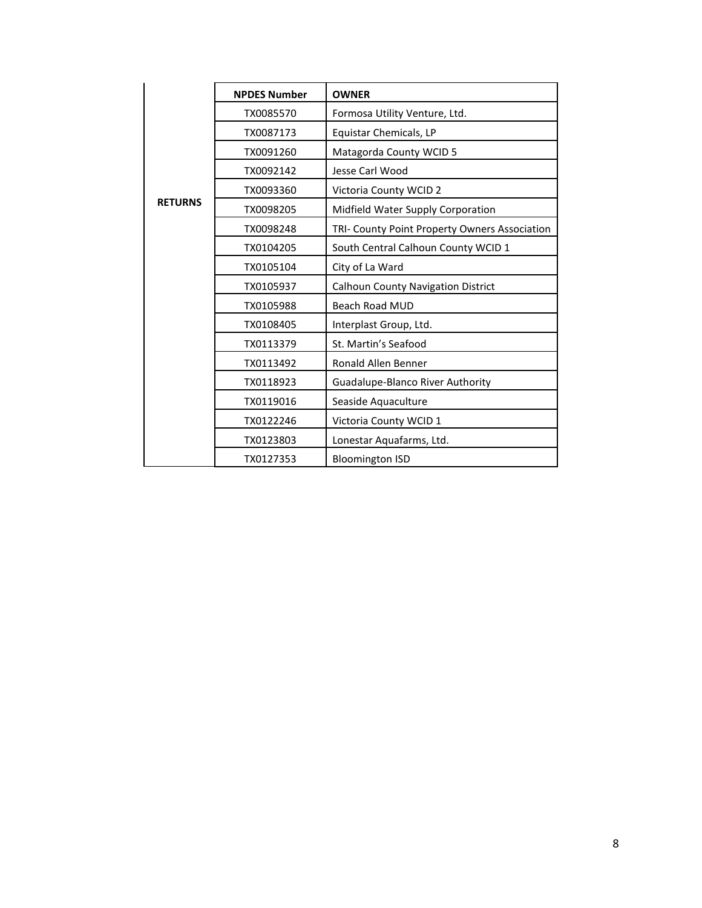| | NPDES Number | OWNER |
|---|---|---|
| RETURNS | TX0085570 | Formosa Utility Venture, Ltd. |
| | TX0087173 | Equistar Chemicals, LP |
| | TX0091260 | Matagorda County WCID 5 |
| | TX0092142 | Jesse Carl Wood |
| | TX0093360 | Victoria County WCID 2 |
| | TX0098205 | Midfield Water Supply Corporation |
| | TX0098248 | TRI- County Point Property Owners Association |
| | TX0104205 | South Central Calhoun County WCID 1 |
| | TX0105104 | City of La Ward |
| | TX0105937 | Calhoun County Navigation District |
| | TX0105988 | Beach Road MUD |
| | TX0108405 | Interplast Group, Ltd. |
| | TX0113379 | St. Martin's Seafood |
| | TX0113492 | Ronald Allen Benner |
| | TX0118923 | Guadalupe-Blanco River Authority |
| | TX0119016 | Seaside Aquaculture |
| | TX0122246 | Victoria County WCID 1 |
| | TX0123803 | Lonestar Aquafarms, Ltd. |
| | TX0127353 | Bloomington ISD |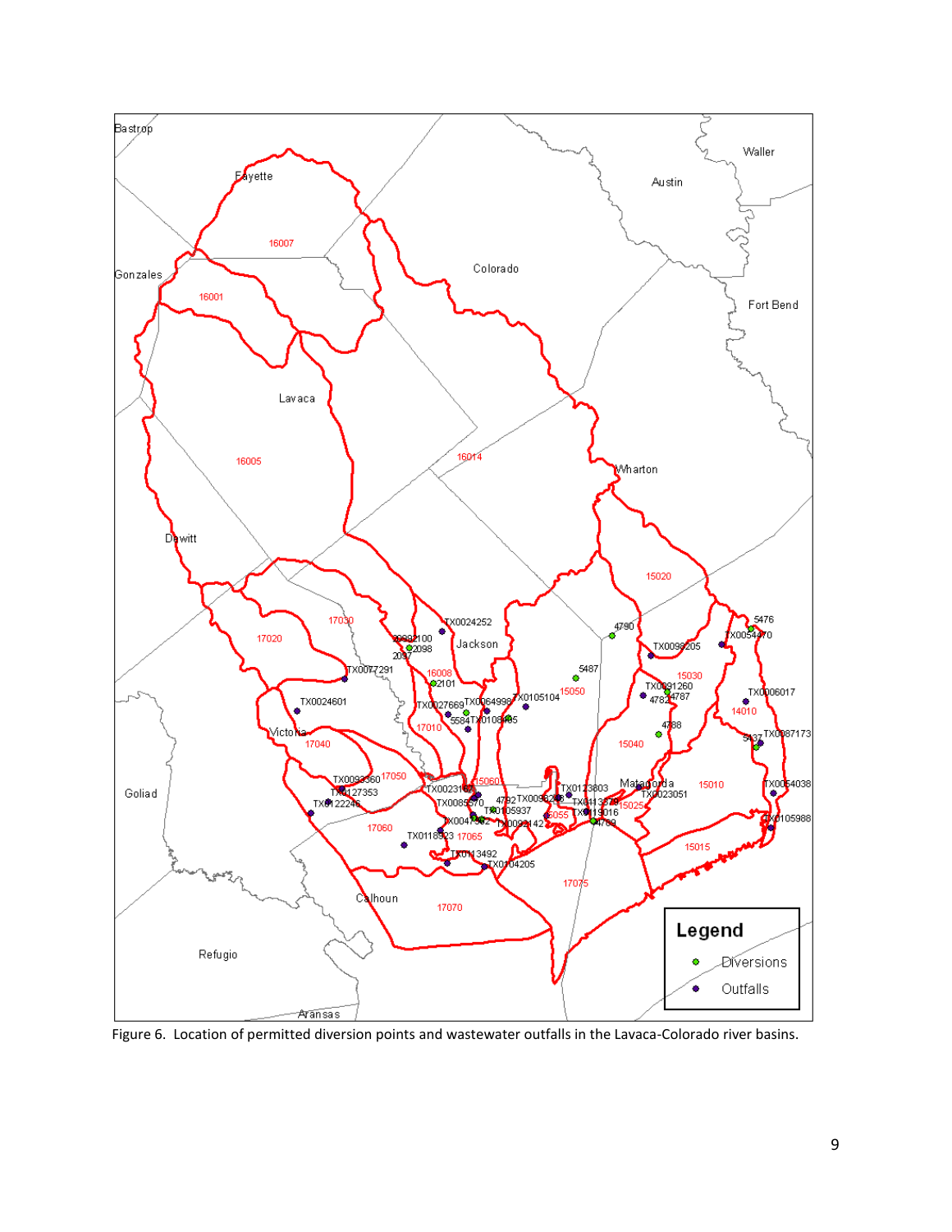Figure 6. Location of permitted diversion points and wastewater outfalls in the Lavaca-Colorado river basins.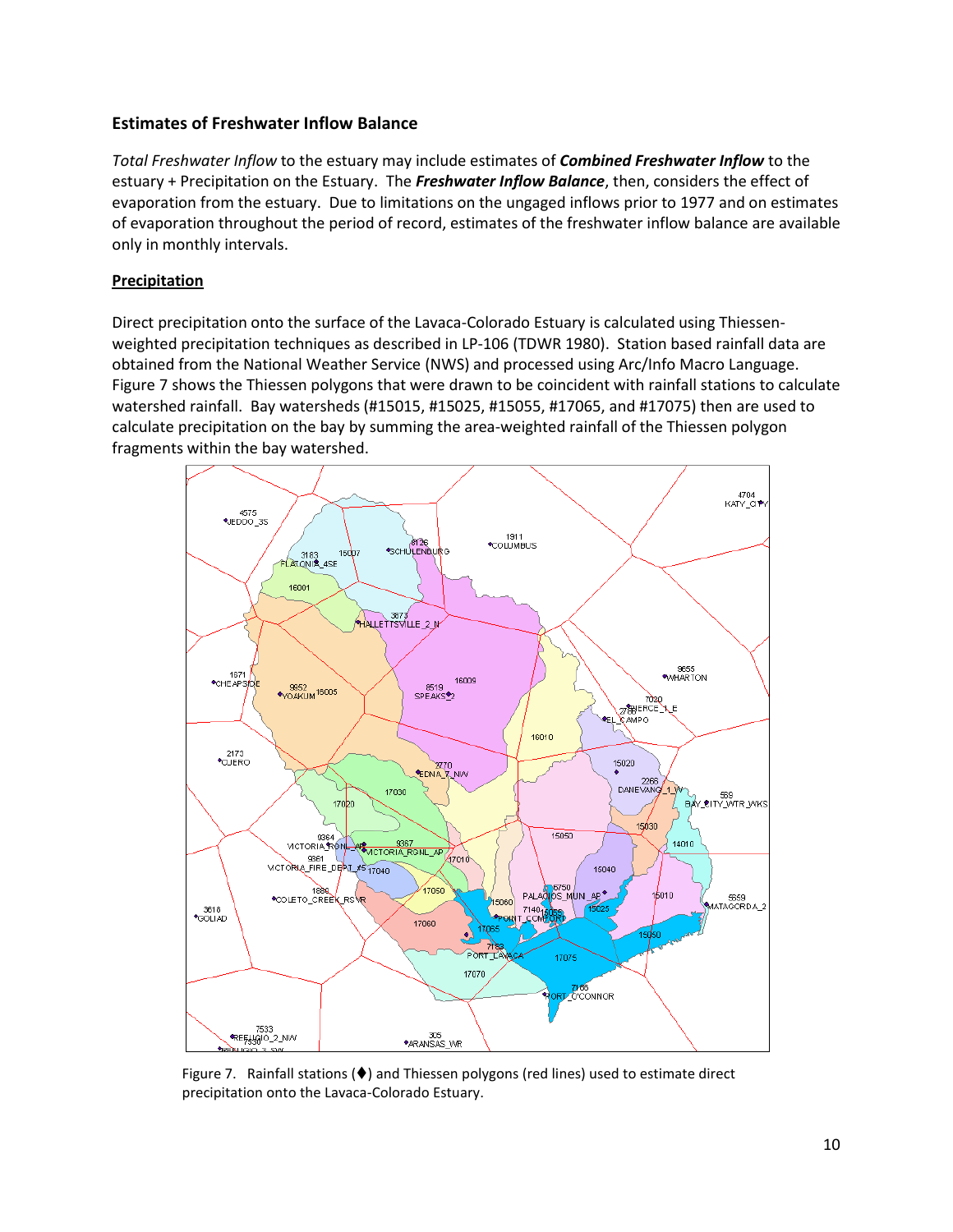## Estimates of Freshwater Inflow Balance

*Total Freshwater Inflow* to the estuary may include estimates of ***Combined Freshwater Inflow*** to the estuary + Precipitation on the Estuary. The ***Freshwater Inflow Balance***, then, considers the effect of evaporation from the estuary. Due to limitations on the ungaged inflows prior to 1977 and on estimates of evaporation throughout the period of record, estimates of the freshwater inflow balance are available only in monthly intervals.

### Precipitation

Direct precipitation onto the surface of the Lavaca-Colorado Estuary is calculated using Thiessen-weighted precipitation techniques as described in LP-106 (TDWR 1980). Station based rainfall data are obtained from the National Weather Service (NWS) and processed using Arc/Info Macro Language. Figure 7 shows the Thiessen polygons that were drawn to be coincident with rainfall stations to calculate watershed rainfall. Bay watersheds (#15015, #15025, #15055, #17065, and #17075) then are used to calculate precipitation on the bay by summing the area-weighted rainfall of the Thiessen polygon fragments within the bay watershed.

Figure 7. Rainfall stations (♦) and Thiessen polygons (red lines) used to estimate direct precipitation onto the Lavaca-Colorado Estuary.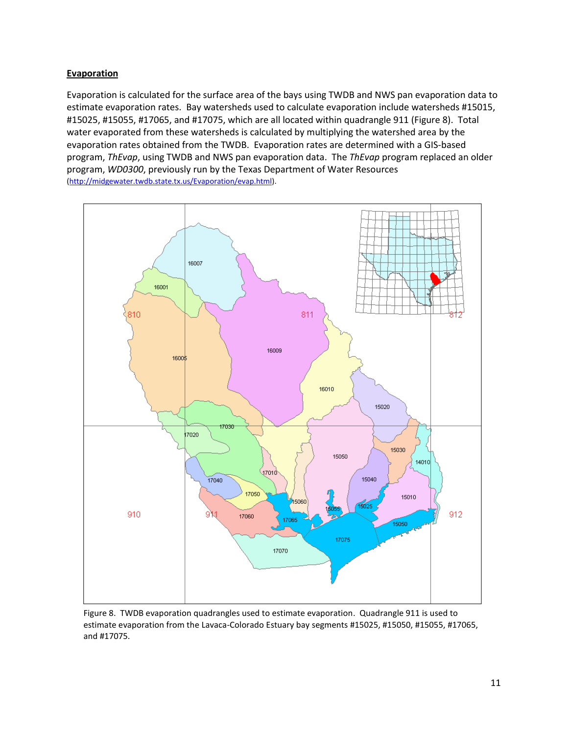## Evaporation

Evaporation is calculated for the surface area of the bays using TWDB and NWS pan evaporation data to estimate evaporation rates. Bay watersheds used to calculate evaporation include watersheds #15015, #15025, #15055, #17065, and #17075, which are all located within quadrangle 911 (Figure 8). Total water evaporated from these watersheds is calculated by multiplying the watershed area by the evaporation rates obtained from the TWDB. Evaporation rates are determined with a GIS-based program, *ThEvap*, using TWDB and NWS pan evaporation data. The *ThEvap* program replaced an older program, *WD0300*, previously run by the Texas Department of Water Resources (http://midgewater.twdb.state.tx.us/Evaporation/evap.html).

Figure 8. TWDB evaporation quadrangles used to estimate evaporation. Quadrangle 911 is used to estimate evaporation from the Lavaca-Colorado Estuary bay segments #15025, #15050, #15055, #17065, and #17075.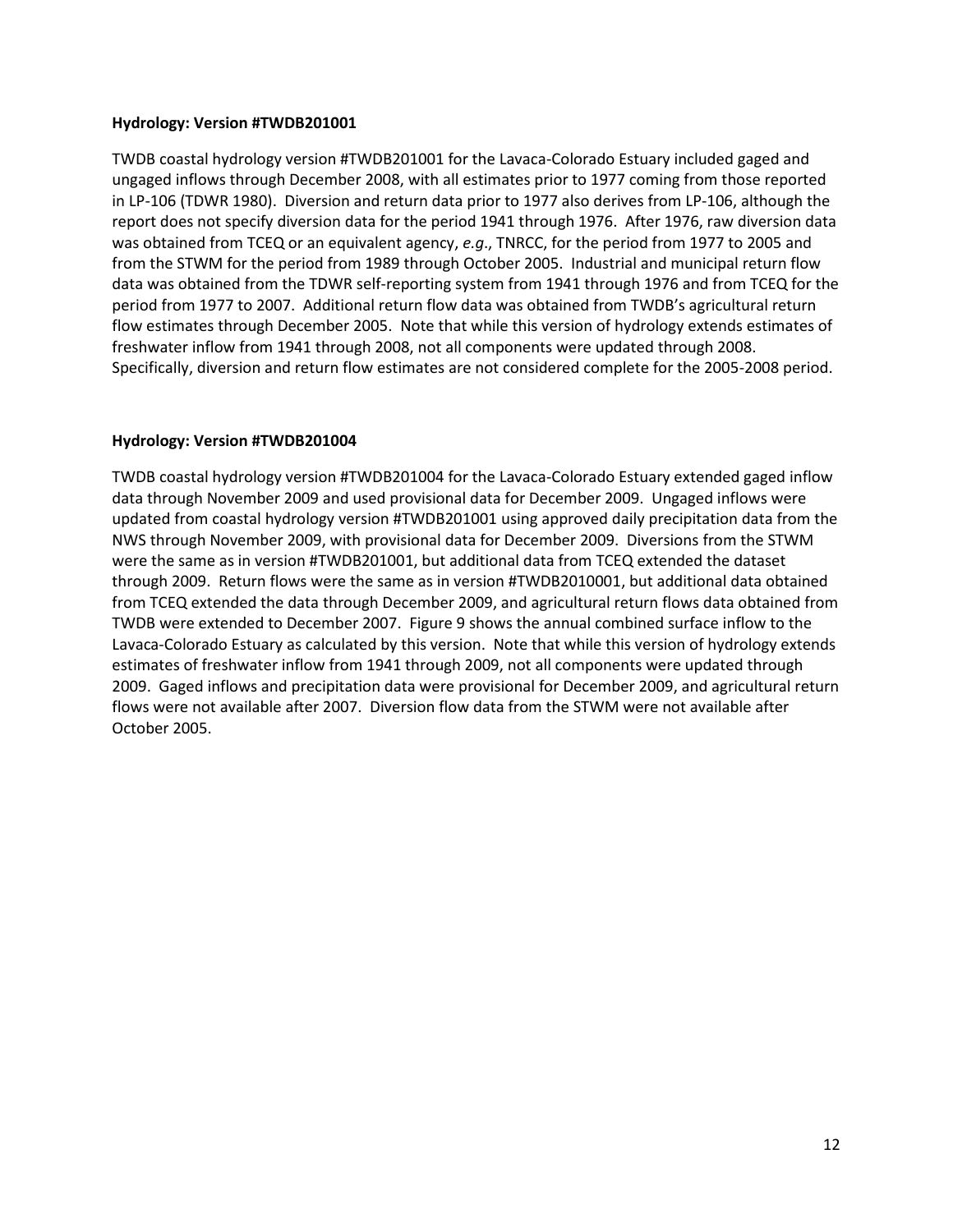**Hydrology: Version #TWDB201001**

TWDB coastal hydrology version #TWDB201001 for the Lavaca-Colorado Estuary included gaged and ungaged inflows through December 2008, with all estimates prior to 1977 coming from those reported in LP-106 (TDWR 1980). Diversion and return data prior to 1977 also derives from LP-106, although the report does not specify diversion data for the period 1941 through 1976. After 1976, raw diversion data was obtained from TCEQ or an equivalent agency, *e.g*., TNRCC, for the period from 1977 to 2005 and from the STWM for the period from 1989 through October 2005. Industrial and municipal return flow data was obtained from the TDWR self-reporting system from 1941 through 1976 and from TCEQ for the period from 1977 to 2007. Additional return flow data was obtained from TWDB's agricultural return flow estimates through December 2005. Note that while this version of hydrology extends estimates of freshwater inflow from 1941 through 2008, not all components were updated through 2008. Specifically, diversion and return flow estimates are not considered complete for the 2005-2008 period.

**Hydrology: Version #TWDB201004**

TWDB coastal hydrology version #TWDB201004 for the Lavaca-Colorado Estuary extended gaged inflow data through November 2009 and used provisional data for December 2009. Ungaged inflows were updated from coastal hydrology version #TWDB201001 using approved daily precipitation data from the NWS through November 2009, with provisional data for December 2009. Diversions from the STWM were the same as in version #TWDB201001, but additional data from TCEQ extended the dataset through 2009. Return flows were the same as in version #TWDB2010001, but additional data obtained from TCEQ extended the data through December 2009, and agricultural return flows data obtained from TWDB were extended to December 2007. Figure 9 shows the annual combined surface inflow to the Lavaca-Colorado Estuary as calculated by this version. Note that while this version of hydrology extends estimates of freshwater inflow from 1941 through 2009, not all components were updated through 2009. Gaged inflows and precipitation data were provisional for December 2009, and agricultural return flows were not available after 2007. Diversion flow data from the STWM were not available after October 2005.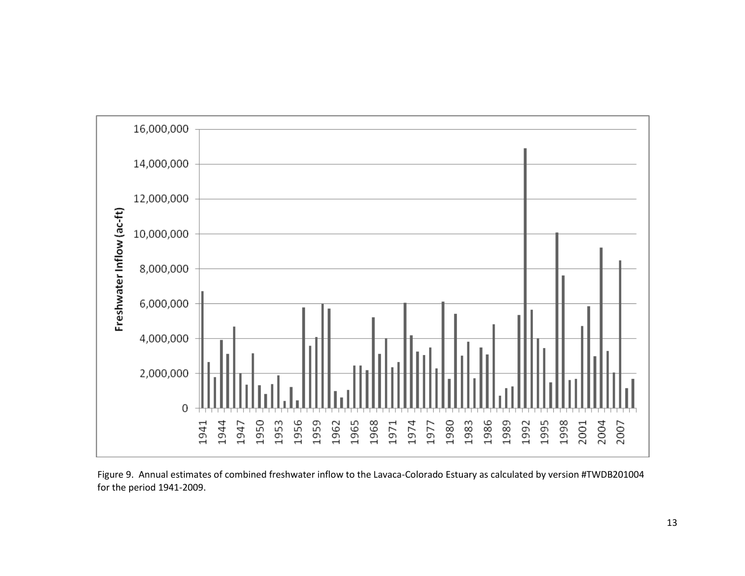Figure 9. Annual estimates of combined freshwater inflow to the Lavaca-Colorado Estuary as calculated by version #TWDB201004 for the period 1941-2009.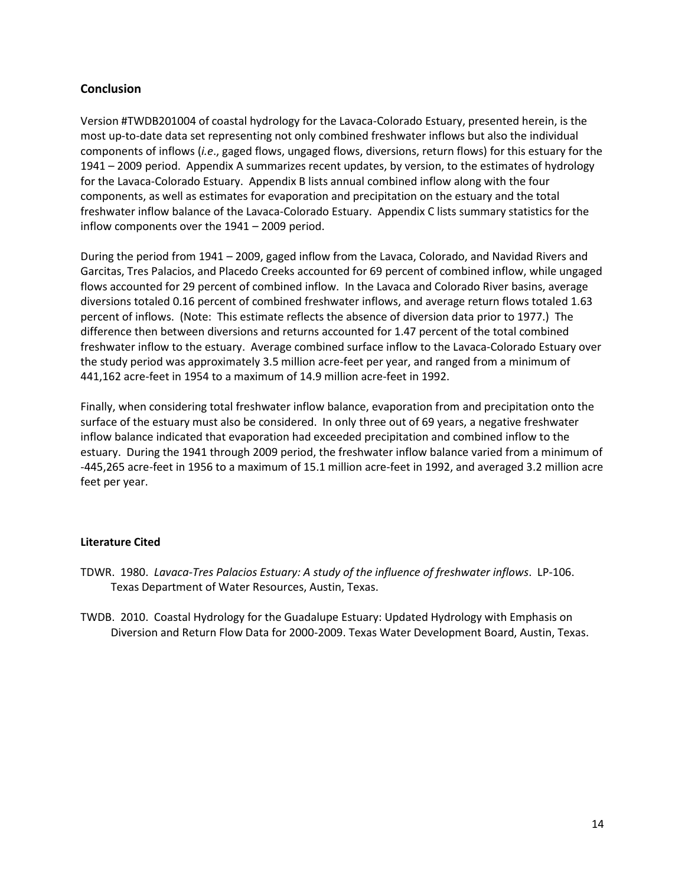## Conclusion

Version #TWDB201004 of coastal hydrology for the Lavaca-Colorado Estuary, presented herein, is the most up-to-date data set representing not only combined freshwater inflows but also the individual components of inflows (*i.e*., gaged flows, ungaged flows, diversions, return flows) for this estuary for the 1941 – 2009 period. Appendix A summarizes recent updates, by version, to the estimates of hydrology for the Lavaca-Colorado Estuary. Appendix B lists annual combined inflow along with the four components, as well as estimates for evaporation and precipitation on the estuary and the total freshwater inflow balance of the Lavaca-Colorado Estuary. Appendix C lists summary statistics for the inflow components over the 1941 – 2009 period.

During the period from 1941 – 2009, gaged inflow from the Lavaca, Colorado, and Navidad Rivers and Garcitas, Tres Palacios, and Placedo Creeks accounted for 69 percent of combined inflow, while ungaged flows accounted for 29 percent of combined inflow. In the Lavaca and Colorado River basins, average diversions totaled 0.16 percent of combined freshwater inflows, and average return flows totaled 1.63 percent of inflows. (Note: This estimate reflects the absence of diversion data prior to 1977.) The difference then between diversions and returns accounted for 1.47 percent of the total combined freshwater inflow to the estuary. Average combined surface inflow to the Lavaca-Colorado Estuary over the study period was approximately 3.5 million acre-feet per year, and ranged from a minimum of 441,162 acre-feet in 1954 to a maximum of 14.9 million acre-feet in 1992.

Finally, when considering total freshwater inflow balance, evaporation from and precipitation onto the surface of the estuary must also be considered. In only three out of 69 years, a negative freshwater inflow balance indicated that evaporation had exceeded precipitation and combined inflow to the estuary. During the 1941 through 2009 period, the freshwater inflow balance varied from a minimum of -445,265 acre-feet in 1956 to a maximum of 15.1 million acre-feet in 1992, and averaged 3.2 million acre feet per year.

### Literature Cited

TDWR. 1980. *Lavaca-Tres Palacios Estuary: A study of the influence of freshwater inflows*. LP-106. Texas Department of Water Resources, Austin, Texas.

TWDB. 2010. Coastal Hydrology for the Guadalupe Estuary: Updated Hydrology with Emphasis on Diversion and Return Flow Data for 2000-2009. Texas Water Development Board, Austin, Texas.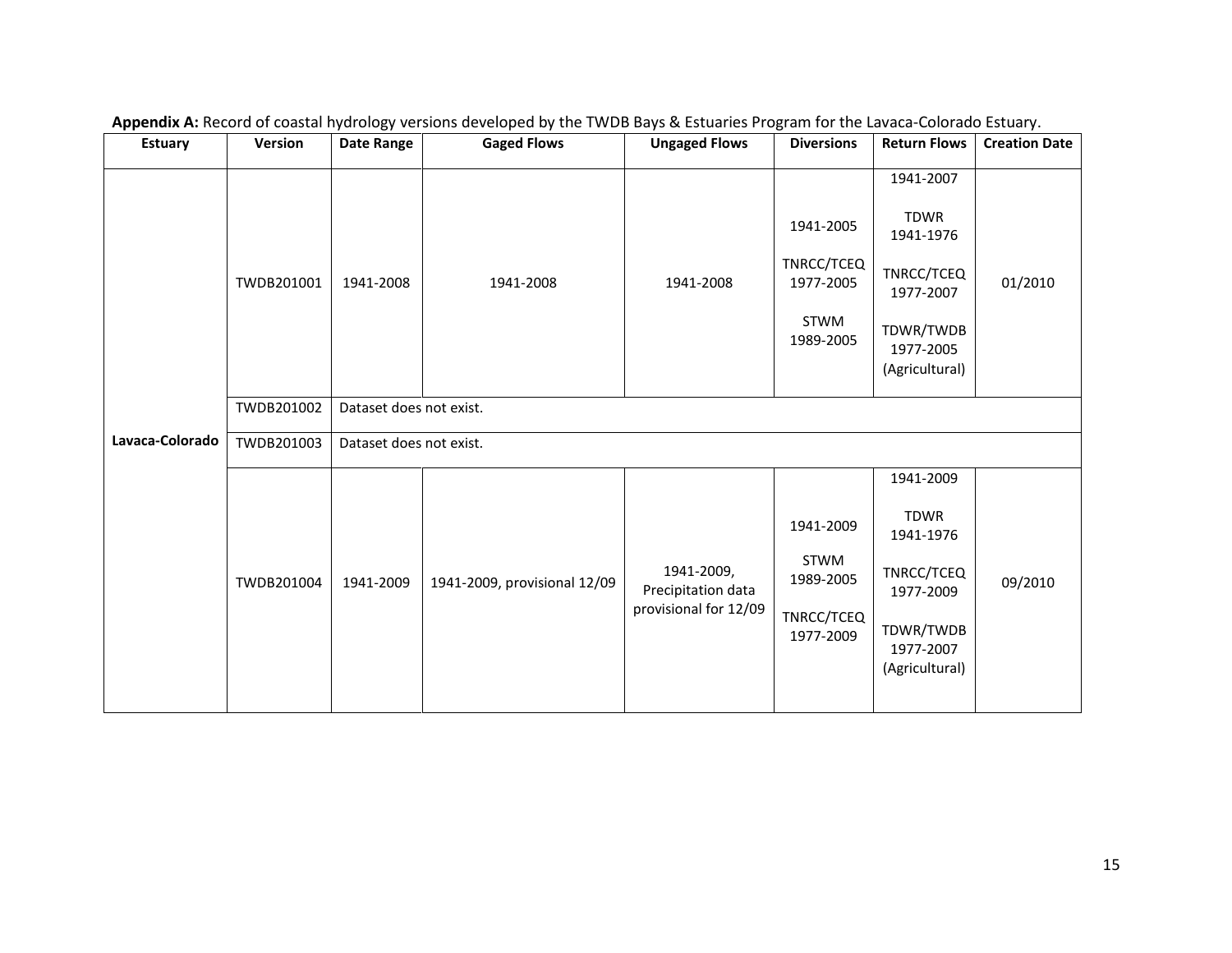**Appendix A:** Record of coastal hydrology versions developed by the TWDB Bays & Estuaries Program for the Lavaca-Colorado Estuary.

| Estuary | Version | Date Range | Gaged Flows | Ungaged Flows | Diversions | Return Flows | Creation Date |
|---|---|---|---|---|---|---|---|
| Lavaca-Colorado | TWDB201001 | 1941-2008 | 1941-2008 | 1941-2008 | 1941-2005<br>TNRCC/TCEQ 1977-2005<br>STWM 1989-2005 | 1941-2007<br>TDWR 1941-1976<br>TNRCC/TCEQ 1977-2007<br>TDWR/TWDB 1977-2005 (Agricultural) | 01/2010 |
| | TWDB201002 | Dataset does not exist. | | | | | |
| | TWDB201003 | Dataset does not exist. | | | | | |
| | TWDB201004 | 1941-2009 | 1941-2009, provisional 12/09 | 1941-2009, Precipitation data provisional for 12/09 | 1941-2009<br>STWM 1989-2005<br>TNRCC/TCEQ 1977-2009 | 1941-2009<br>TDWR 1941-1976<br>TNRCC/TCEQ 1977-2009<br>TDWR/TWDB 1977-2007 (Agricultural) | 09/2010 |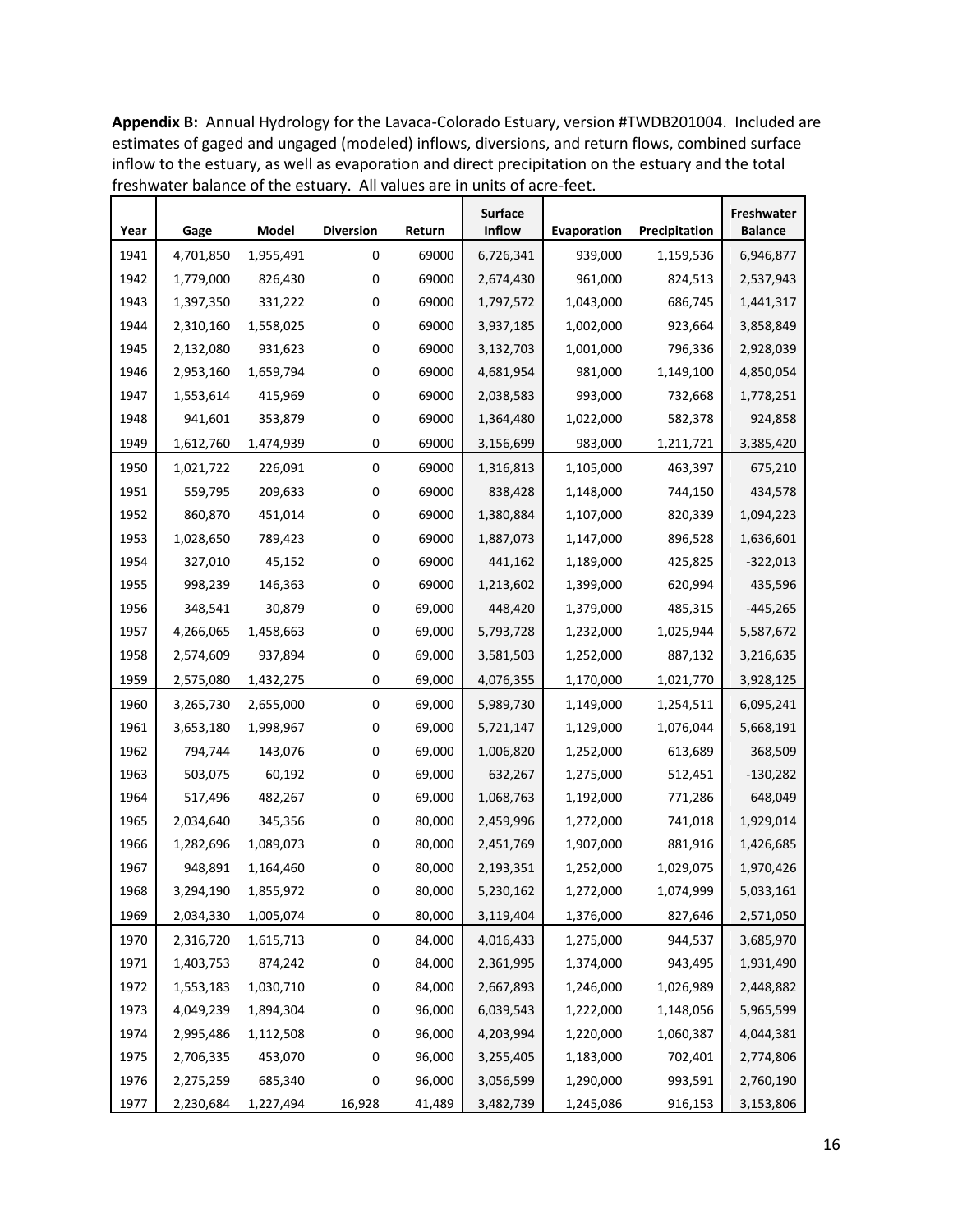**Appendix B:** Annual Hydrology for the Lavaca-Colorado Estuary, version #TWDB201004. Included are estimates of gaged and ungaged (modeled) inflows, diversions, and return flows, combined surface inflow to the estuary, as well as evaporation and direct precipitation on the estuary and the total freshwater balance of the estuary. All values are in units of acre-feet.

| Year | Gage | Model | Diversion | Return | Surface Inflow | Evaporation | Precipitation | Freshwater Balance |
|---|---|---|---|---|---|---|---|---|
| 1941 | 4,701,850 | 1,955,491 | 0 | 69000 | 6,726,341 | 939,000 | 1,159,536 | 6,946,877 |
| 1942 | 1,779,000 | 826,430 | 0 | 69000 | 2,674,430 | 961,000 | 824,513 | 2,537,943 |
| 1943 | 1,397,350 | 331,222 | 0 | 69000 | 1,797,572 | 1,043,000 | 686,745 | 1,441,317 |
| 1944 | 2,310,160 | 1,558,025 | 0 | 69000 | 3,937,185 | 1,002,000 | 923,664 | 3,858,849 |
| 1945 | 2,132,080 | 931,623 | 0 | 69000 | 3,132,703 | 1,001,000 | 796,336 | 2,928,039 |
| 1946 | 2,953,160 | 1,659,794 | 0 | 69000 | 4,681,954 | 981,000 | 1,149,100 | 4,850,054 |
| 1947 | 1,553,614 | 415,969 | 0 | 69000 | 2,038,583 | 993,000 | 732,668 | 1,778,251 |
| 1948 | 941,601 | 353,879 | 0 | 69000 | 1,364,480 | 1,022,000 | 582,378 | 924,858 |
| 1949 | 1,612,760 | 1,474,939 | 0 | 69000 | 3,156,699 | 983,000 | 1,211,721 | 3,385,420 |
| 1950 | 1,021,722 | 226,091 | 0 | 69000 | 1,316,813 | 1,105,000 | 463,397 | 675,210 |
| 1951 | 559,795 | 209,633 | 0 | 69000 | 838,428 | 1,148,000 | 744,150 | 434,578 |
| 1952 | 860,870 | 451,014 | 0 | 69000 | 1,380,884 | 1,107,000 | 820,339 | 1,094,223 |
| 1953 | 1,028,650 | 789,423 | 0 | 69000 | 1,887,073 | 1,147,000 | 896,528 | 1,636,601 |
| 1954 | 327,010 | 45,152 | 0 | 69000 | 441,162 | 1,189,000 | 425,825 | -322,013 |
| 1955 | 998,239 | 146,363 | 0 | 69000 | 1,213,602 | 1,399,000 | 620,994 | 435,596 |
| 1956 | 348,541 | 30,879 | 0 | 69,000 | 448,420 | 1,379,000 | 485,315 | -445,265 |
| 1957 | 4,266,065 | 1,458,663 | 0 | 69,000 | 5,793,728 | 1,232,000 | 1,025,944 | 5,587,672 |
| 1958 | 2,574,609 | 937,894 | 0 | 69,000 | 3,581,503 | 1,252,000 | 887,132 | 3,216,635 |
| 1959 | 2,575,080 | 1,432,275 | 0 | 69,000 | 4,076,355 | 1,170,000 | 1,021,770 | 3,928,125 |
| 1960 | 3,265,730 | 2,655,000 | 0 | 69,000 | 5,989,730 | 1,149,000 | 1,254,511 | 6,095,241 |
| 1961 | 3,653,180 | 1,998,967 | 0 | 69,000 | 5,721,147 | 1,129,000 | 1,076,044 | 5,668,191 |
| 1962 | 794,744 | 143,076 | 0 | 69,000 | 1,006,820 | 1,252,000 | 613,689 | 368,509 |
| 1963 | 503,075 | 60,192 | 0 | 69,000 | 632,267 | 1,275,000 | 512,451 | -130,282 |
| 1964 | 517,496 | 482,267 | 0 | 69,000 | 1,068,763 | 1,192,000 | 771,286 | 648,049 |
| 1965 | 2,034,640 | 345,356 | 0 | 80,000 | 2,459,996 | 1,272,000 | 741,018 | 1,929,014 |
| 1966 | 1,282,696 | 1,089,073 | 0 | 80,000 | 2,451,769 | 1,907,000 | 881,916 | 1,426,685 |
| 1967 | 948,891 | 1,164,460 | 0 | 80,000 | 2,193,351 | 1,252,000 | 1,029,075 | 1,970,426 |
| 1968 | 3,294,190 | 1,855,972 | 0 | 80,000 | 5,230,162 | 1,272,000 | 1,074,999 | 5,033,161 |
| 1969 | 2,034,330 | 1,005,074 | 0 | 80,000 | 3,119,404 | 1,376,000 | 827,646 | 2,571,050 |
| 1970 | 2,316,720 | 1,615,713 | 0 | 84,000 | 4,016,433 | 1,275,000 | 944,537 | 3,685,970 |
| 1971 | 1,403,753 | 874,242 | 0 | 84,000 | 2,361,995 | 1,374,000 | 943,495 | 1,931,490 |
| 1972 | 1,553,183 | 1,030,710 | 0 | 84,000 | 2,667,893 | 1,246,000 | 1,026,989 | 2,448,882 |
| 1973 | 4,049,239 | 1,894,304 | 0 | 96,000 | 6,039,543 | 1,222,000 | 1,148,056 | 5,965,599 |
| 1974 | 2,995,486 | 1,112,508 | 0 | 96,000 | 4,203,994 | 1,220,000 | 1,060,387 | 4,044,381 |
| 1975 | 2,706,335 | 453,070 | 0 | 96,000 | 3,255,405 | 1,183,000 | 702,401 | 2,774,806 |
| 1976 | 2,275,259 | 685,340 | 0 | 96,000 | 3,056,599 | 1,290,000 | 993,591 | 2,760,190 |
| 1977 | 2,230,684 | 1,227,494 | 16,928 | 41,489 | 3,482,739 | 1,245,086 | 916,153 | 3,153,806 |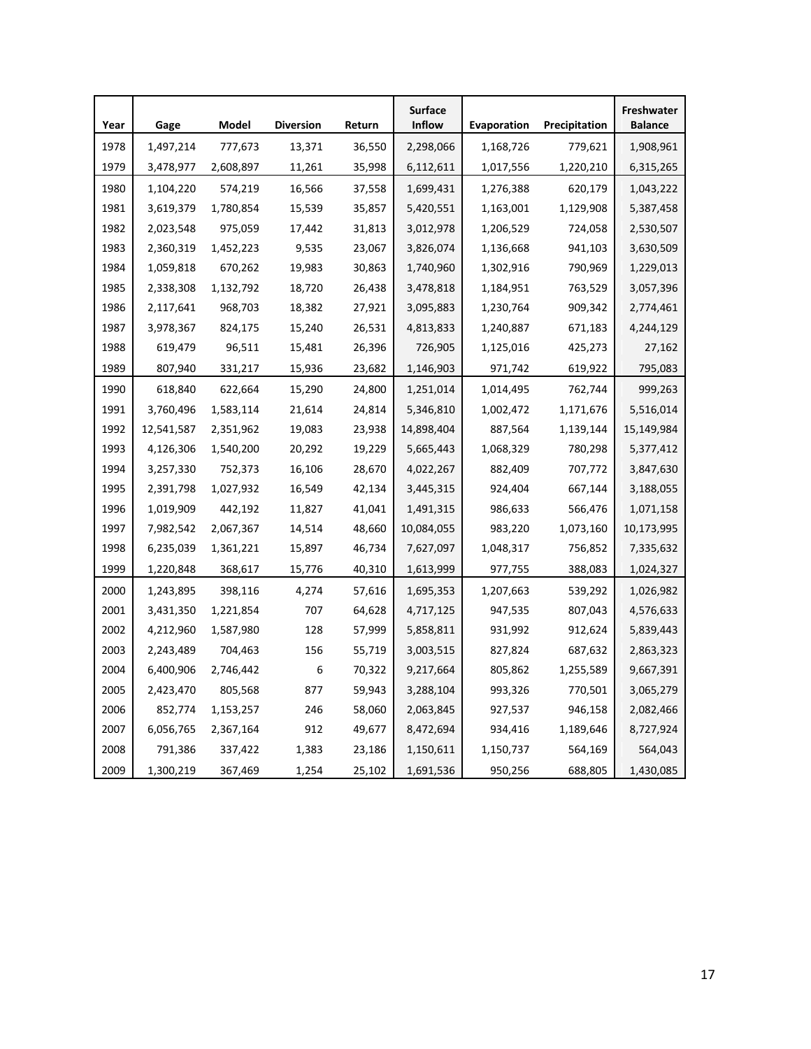| Year | Gage | Model | Diversion | Return | Surface Inflow | Evaporation | Precipitation | Freshwater Balance |
|---|---|---|---|---|---|---|---|---|
| 1978 | 1,497,214 | 777,673 | 13,371 | 36,550 | 2,298,066 | 1,168,726 | 779,621 | 1,908,961 |
| 1979 | 3,478,977 | 2,608,897 | 11,261 | 35,998 | 6,112,611 | 1,017,556 | 1,220,210 | 6,315,265 |
| 1980 | 1,104,220 | 574,219 | 16,566 | 37,558 | 1,699,431 | 1,276,388 | 620,179 | 1,043,222 |
| 1981 | 3,619,379 | 1,780,854 | 15,539 | 35,857 | 5,420,551 | 1,163,001 | 1,129,908 | 5,387,458 |
| 1982 | 2,023,548 | 975,059 | 17,442 | 31,813 | 3,012,978 | 1,206,529 | 724,058 | 2,530,507 |
| 1983 | 2,360,319 | 1,452,223 | 9,535 | 23,067 | 3,826,074 | 1,136,668 | 941,103 | 3,630,509 |
| 1984 | 1,059,818 | 670,262 | 19,983 | 30,863 | 1,740,960 | 1,302,916 | 790,969 | 1,229,013 |
| 1985 | 2,338,308 | 1,132,792 | 18,720 | 26,438 | 3,478,818 | 1,184,951 | 763,529 | 3,057,396 |
| 1986 | 2,117,641 | 968,703 | 18,382 | 27,921 | 3,095,883 | 1,230,764 | 909,342 | 2,774,461 |
| 1987 | 3,978,367 | 824,175 | 15,240 | 26,531 | 4,813,833 | 1,240,887 | 671,183 | 4,244,129 |
| 1988 | 619,479 | 96,511 | 15,481 | 26,396 | 726,905 | 1,125,016 | 425,273 | 27,162 |
| 1989 | 807,940 | 331,217 | 15,936 | 23,682 | 1,146,903 | 971,742 | 619,922 | 795,083 |
| 1990 | 618,840 | 622,664 | 15,290 | 24,800 | 1,251,014 | 1,014,495 | 762,744 | 999,263 |
| 1991 | 3,760,496 | 1,583,114 | 21,614 | 24,814 | 5,346,810 | 1,002,472 | 1,171,676 | 5,516,014 |
| 1992 | 12,541,587 | 2,351,962 | 19,083 | 23,938 | 14,898,404 | 887,564 | 1,139,144 | 15,149,984 |
| 1993 | 4,126,306 | 1,540,200 | 20,292 | 19,229 | 5,665,443 | 1,068,329 | 780,298 | 5,377,412 |
| 1994 | 3,257,330 | 752,373 | 16,106 | 28,670 | 4,022,267 | 882,409 | 707,772 | 3,847,630 |
| 1995 | 2,391,798 | 1,027,932 | 16,549 | 42,134 | 3,445,315 | 924,404 | 667,144 | 3,188,055 |
| 1996 | 1,019,909 | 442,192 | 11,827 | 41,041 | 1,491,315 | 986,633 | 566,476 | 1,071,158 |
| 1997 | 7,982,542 | 2,067,367 | 14,514 | 48,660 | 10,084,055 | 983,220 | 1,073,160 | 10,173,995 |
| 1998 | 6,235,039 | 1,361,221 | 15,897 | 46,734 | 7,627,097 | 1,048,317 | 756,852 | 7,335,632 |
| 1999 | 1,220,848 | 368,617 | 15,776 | 40,310 | 1,613,999 | 977,755 | 388,083 | 1,024,327 |
| 2000 | 1,243,895 | 398,116 | 4,274 | 57,616 | 1,695,353 | 1,207,663 | 539,292 | 1,026,982 |
| 2001 | 3,431,350 | 1,221,854 | 707 | 64,628 | 4,717,125 | 947,535 | 807,043 | 4,576,633 |
| 2002 | 4,212,960 | 1,587,980 | 128 | 57,999 | 5,858,811 | 931,992 | 912,624 | 5,839,443 |
| 2003 | 2,243,489 | 704,463 | 156 | 55,719 | 3,003,515 | 827,824 | 687,632 | 2,863,323 |
| 2004 | 6,400,906 | 2,746,442 | 6 | 70,322 | 9,217,664 | 805,862 | 1,255,589 | 9,667,391 |
| 2005 | 2,423,470 | 805,568 | 877 | 59,943 | 3,288,104 | 993,326 | 770,501 | 3,065,279 |
| 2006 | 852,774 | 1,153,257 | 246 | 58,060 | 2,063,845 | 927,537 | 946,158 | 2,082,466 |
| 2007 | 6,056,765 | 2,367,164 | 912 | 49,677 | 8,472,694 | 934,416 | 1,189,646 | 8,727,924 |
| 2008 | 791,386 | 337,422 | 1,383 | 23,186 | 1,150,611 | 1,150,737 | 564,169 | 564,043 |
| 2009 | 1,300,219 | 367,469 | 1,254 | 25,102 | 1,691,536 | 950,256 | 688,805 | 1,430,085 |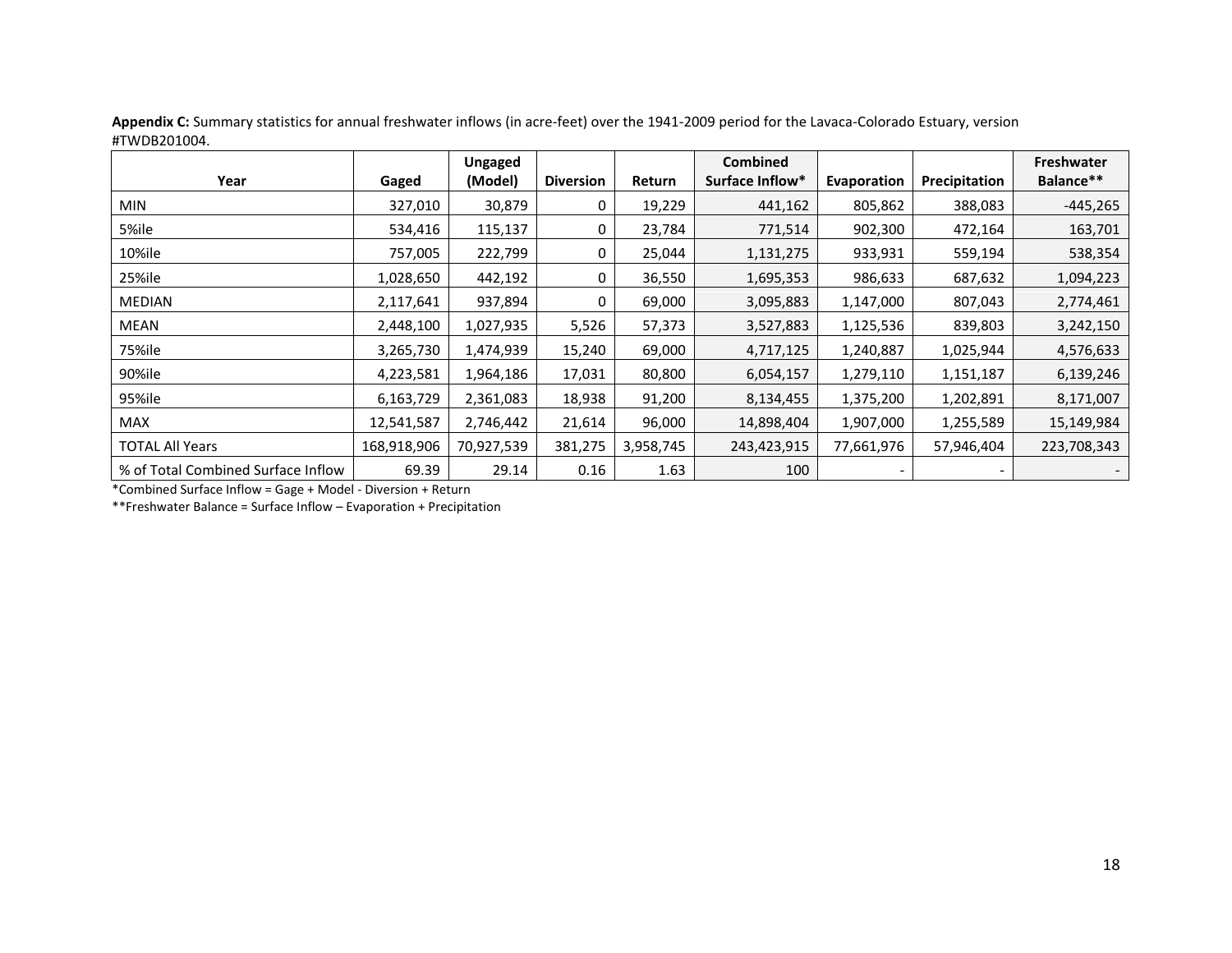**Appendix C:** Summary statistics for annual freshwater inflows (in acre-feet) over the 1941-2009 period for the Lavaca-Colorado Estuary, version #TWDB201004.

| Year | Gaged | Ungaged (Model) | Diversion | Return | Combined Surface Inflow* | Evaporation | Precipitation | Freshwater Balance** |
|---|---|---|---|---|---|---|---|---|
| MIN | 327,010 | 30,879 | 0 | 19,229 | 441,162 | 805,862 | 388,083 | -445,265 |
| 5%ile | 534,416 | 115,137 | 0 | 23,784 | 771,514 | 902,300 | 472,164 | 163,701 |
| 10%ile | 757,005 | 222,799 | 0 | 25,044 | 1,131,275 | 933,931 | 559,194 | 538,354 |
| 25%ile | 1,028,650 | 442,192 | 0 | 36,550 | 1,695,353 | 986,633 | 687,632 | 1,094,223 |
| MEDIAN | 2,117,641 | 937,894 | 0 | 69,000 | 3,095,883 | 1,147,000 | 807,043 | 2,774,461 |
| MEAN | 2,448,100 | 1,027,935 | 5,526 | 57,373 | 3,527,883 | 1,125,536 | 839,803 | 3,242,150 |
| 75%ile | 3,265,730 | 1,474,939 | 15,240 | 69,000 | 4,717,125 | 1,240,887 | 1,025,944 | 4,576,633 |
| 90%ile | 4,223,581 | 1,964,186 | 17,031 | 80,800 | 6,054,157 | 1,279,110 | 1,151,187 | 6,139,246 |
| 95%ile | 6,163,729 | 2,361,083 | 18,938 | 91,200 | 8,134,455 | 1,375,200 | 1,202,891 | 8,171,007 |
| MAX | 12,541,587 | 2,746,442 | 21,614 | 96,000 | 14,898,404 | 1,907,000 | 1,255,589 | 15,149,984 |
| TOTAL All Years | 168,918,906 | 70,927,539 | 381,275 | 3,958,745 | 243,423,915 | 77,661,976 | 57,946,404 | 223,708,343 |
| % of Total Combined Surface Inflow | 69.39 | 29.14 | 0.16 | 1.63 | 100 | - | - | - |

*Combined Surface Inflow = Gage + Model - Diversion + Return

**Freshwater Balance = Surface Inflow – Evaporation + Precipitation